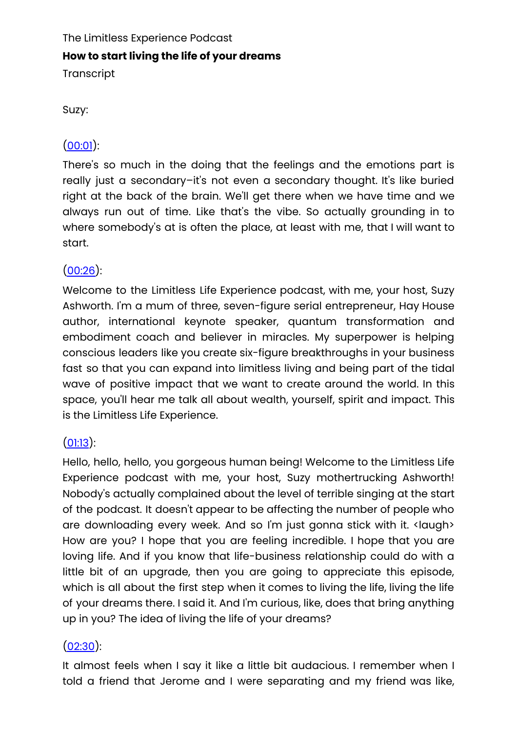The Limitless Experience Podcast

**How to start living the life of your dreams**

Transcript

Suzy:

(00:01):

There's so much in the doing that the feelings and the emotions part is really just a secondary–it's not even a secondary thought. It's like buried right at the back of the brain. We'll get there when we have time and we always run out of time. Like that's the vibe. So actually grounding in to where somebody's at is often the place, at least with me, that I will want to start.

(00:26):

Welcome to the Limitless Life Experience podcast, with me, your host, Suzy Ashworth. I'm a mum of three, seven-figure serial entrepreneur, Hay House author, international keynote speaker, quantum transformation and embodiment coach and believer in miracles. My superpower is helping conscious leaders like you create six-figure breakthroughs in your business fast so that you can expand into limitless living and being part of the tidal wave of positive impact that we want to create around the world. In this space, you'll hear me talk all about wealth, yourself, spirit and impact. This is the Limitless Life Experience.

(01:13):

Hello, hello, hello, you gorgeous human being! Welcome to the Limitless Life Experience podcast with me, your host, Suzy mothertrucking Ashworth! Nobody's actually complained about the level of terrible singing at the start of the podcast. It doesn't appear to be affecting the number of people who are downloading every week. And so I'm just gonna stick with it. <laugh> How are you? I hope that you are feeling incredible. I hope that you are loving life. And if you know that life-business relationship could do with a little bit of an upgrade, then you are going to appreciate this episode, which is all about the first step when it comes to living the life, living the life of your dreams there. I said it. And I'm curious, like, does that bring anything up in you? The idea of living the life of your dreams?

(02:30):

It almost feels when I say it like a little bit audacious. I remember when I told a friend that Jerome and I were separating and my friend was like,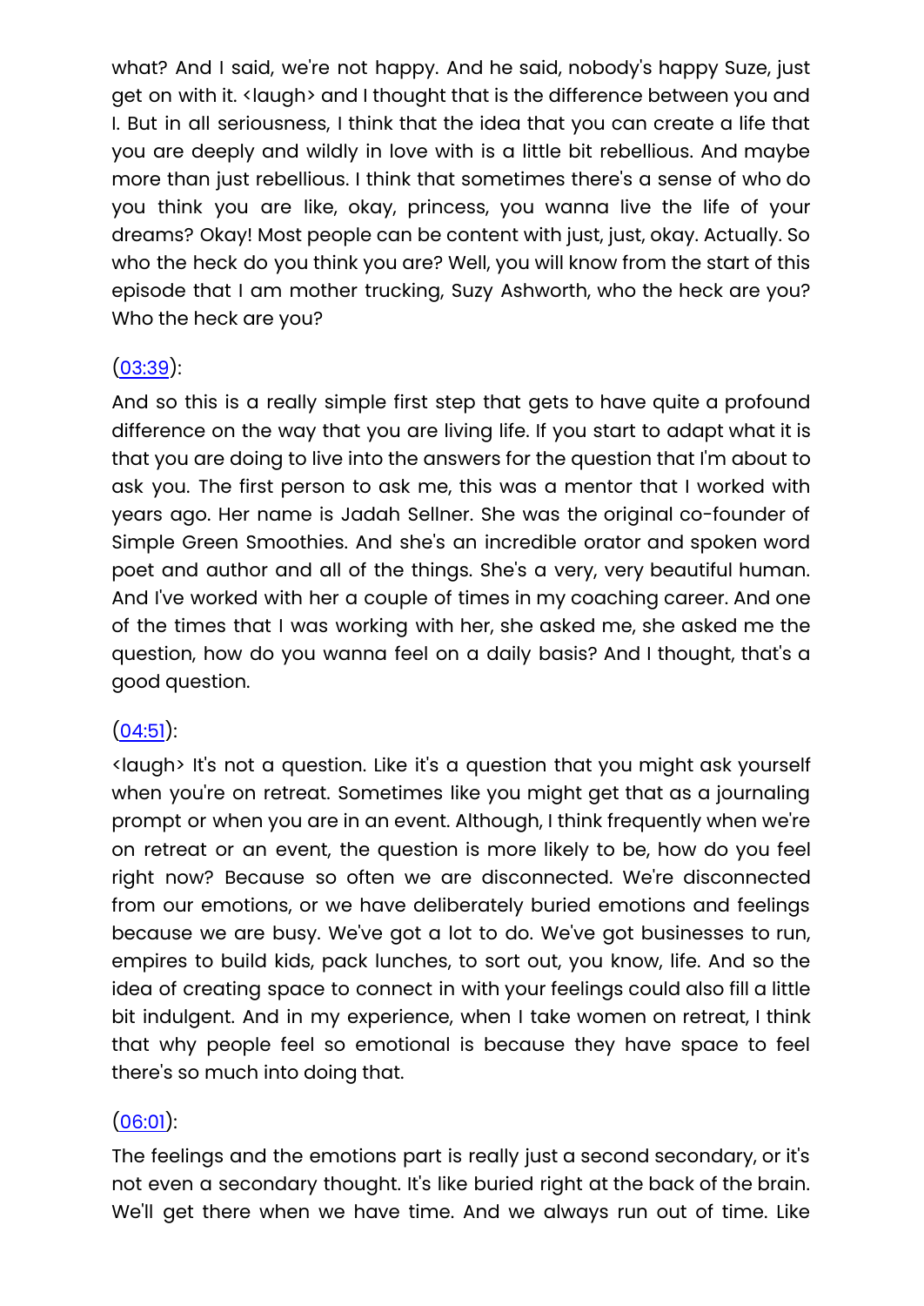what? And I said, we're not happy. And he said, nobody's happy Suze, just get on with it. <laugh> and I thought that is the difference between you and I. But in all seriousness, I think that the idea that you can create a life that you are deeply and wildly in love with is a little bit rebellious. And maybe more than just rebellious. I think that sometimes there's a sense of who do you think you are like, okay, princess, you wanna live the life of your dreams? Okay! Most people can be content with just, just, okay. Actually. So who the heck do you think you are? Well, you will know from the start of this episode that I am mother trucking, Suzy Ashworth, who the heck are you? Who the heck are you?

([03:39]):

And so this is a really simple first step that gets to have quite a profound difference on the way that you are living life. If you start to adapt what it is that you are doing to live into the answers for the question that I'm about to ask you. The first person to ask me, this was a mentor that I worked with years ago. Her name is Jadah Sellner. She was the original co-founder of Simple Green Smoothies. And she's an incredible orator and spoken word poet and author and all of the things. She's a very, very beautiful human. And I've worked with her a couple of times in my coaching career. And one of the times that I was working with her, she asked me, she asked me the question, how do you wanna feel on a daily basis? And I thought, that's a good question.

([04:51]):

<laugh> It's not a question. Like it's a question that you might ask yourself when you're on retreat. Sometimes like you might get that as a journaling prompt or when you are in an event. Although, I think frequently when we're on retreat or an event, the question is more likely to be, how do you feel right now? Because so often we are disconnected. We're disconnected from our emotions, or we have deliberately buried emotions and feelings because we are busy. We've got a lot to do. We've got businesses to run, empires to build kids, pack lunches, to sort out, you know, life. And so the idea of creating space to connect in with your feelings could also fill a little bit indulgent. And in my experience, when I take women on retreat, I think that why people feel so emotional is because they have space to feel there's so much into doing that.

([06:01]):

The feelings and the emotions part is really just a second secondary, or it's not even a secondary thought. It's like buried right at the back of the brain. We'll get there when we have time. And we always run out of time. Like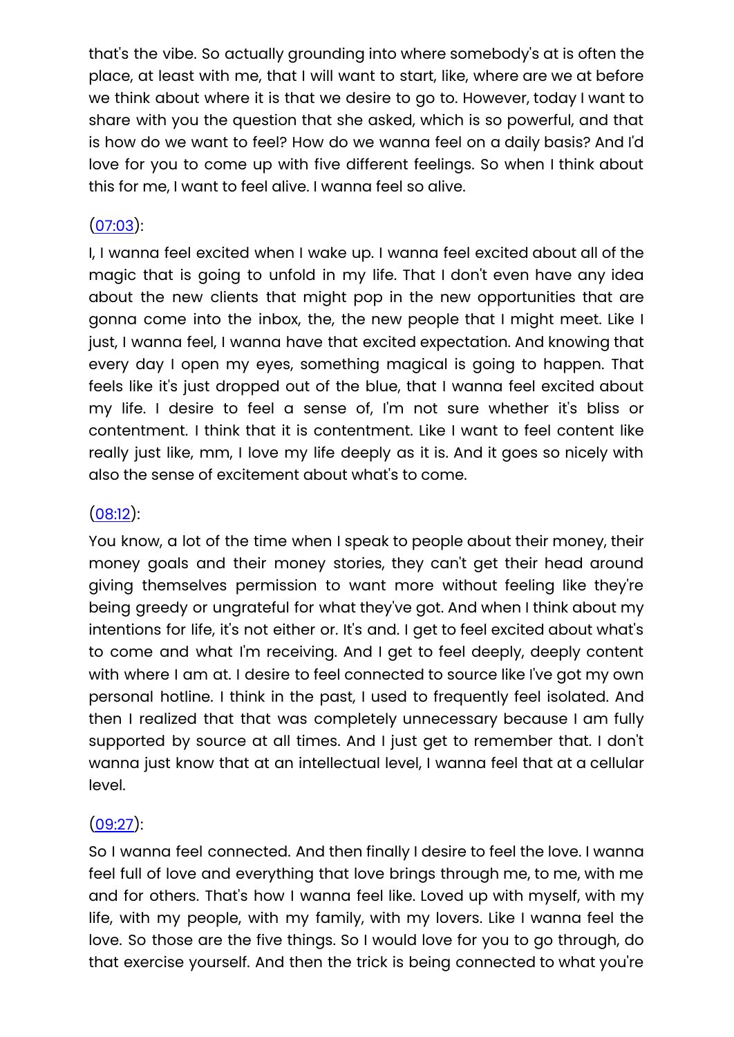that's the vibe. So actually grounding into where somebody's at is often the place, at least with me, that I will want to start, like, where are we at before we think about where it is that we desire to go to. However, today I want to share with you the question that she asked, which is so powerful, and that is how do we want to feel? How do we wanna feel on a daily basis? And I'd love for you to come up with five different feelings. So when I think about this for me, I want to feel alive. I wanna feel so alive.

([07:03]()):

I, I wanna feel excited when I wake up. I wanna feel excited about all of the magic that is going to unfold in my life. That I don't even have any idea about the new clients that might pop in the new opportunities that are gonna come into the inbox, the, the new people that I might meet. Like I just, I wanna feel, I wanna have that excited expectation. And knowing that every day I open my eyes, something magical is going to happen. That feels like it's just dropped out of the blue, that I wanna feel excited about my life. I desire to feel a sense of, I'm not sure whether it's bliss or contentment. I think that it is contentment. Like I want to feel content like really just like, mm, I love my life deeply as it is. And it goes so nicely with also the sense of excitement about what's to come.

([08:12]()):

You know, a lot of the time when I speak to people about their money, their money goals and their money stories, they can't get their head around giving themselves permission to want more without feeling like they're being greedy or ungrateful for what they've got. And when I think about my intentions for life, it's not either or. It's and. I get to feel excited about what's to come and what I'm receiving. And I get to feel deeply, deeply content with where I am at. I desire to feel connected to source like I've got my own personal hotline. I think in the past, I used to frequently feel isolated. And then I realized that that was completely unnecessary because I am fully supported by source at all times. And I just get to remember that. I don't wanna just know that at an intellectual level, I wanna feel that at a cellular level.

([09:27]()):

So I wanna feel connected. And then finally I desire to feel the love. I wanna feel full of love and everything that love brings through me, to me, with me and for others. That's how I wanna feel like. Loved up with myself, with my life, with my people, with my family, with my lovers. Like I wanna feel the love. So those are the five things. So I would love for you to go through, do that exercise yourself. And then the trick is being connected to what you're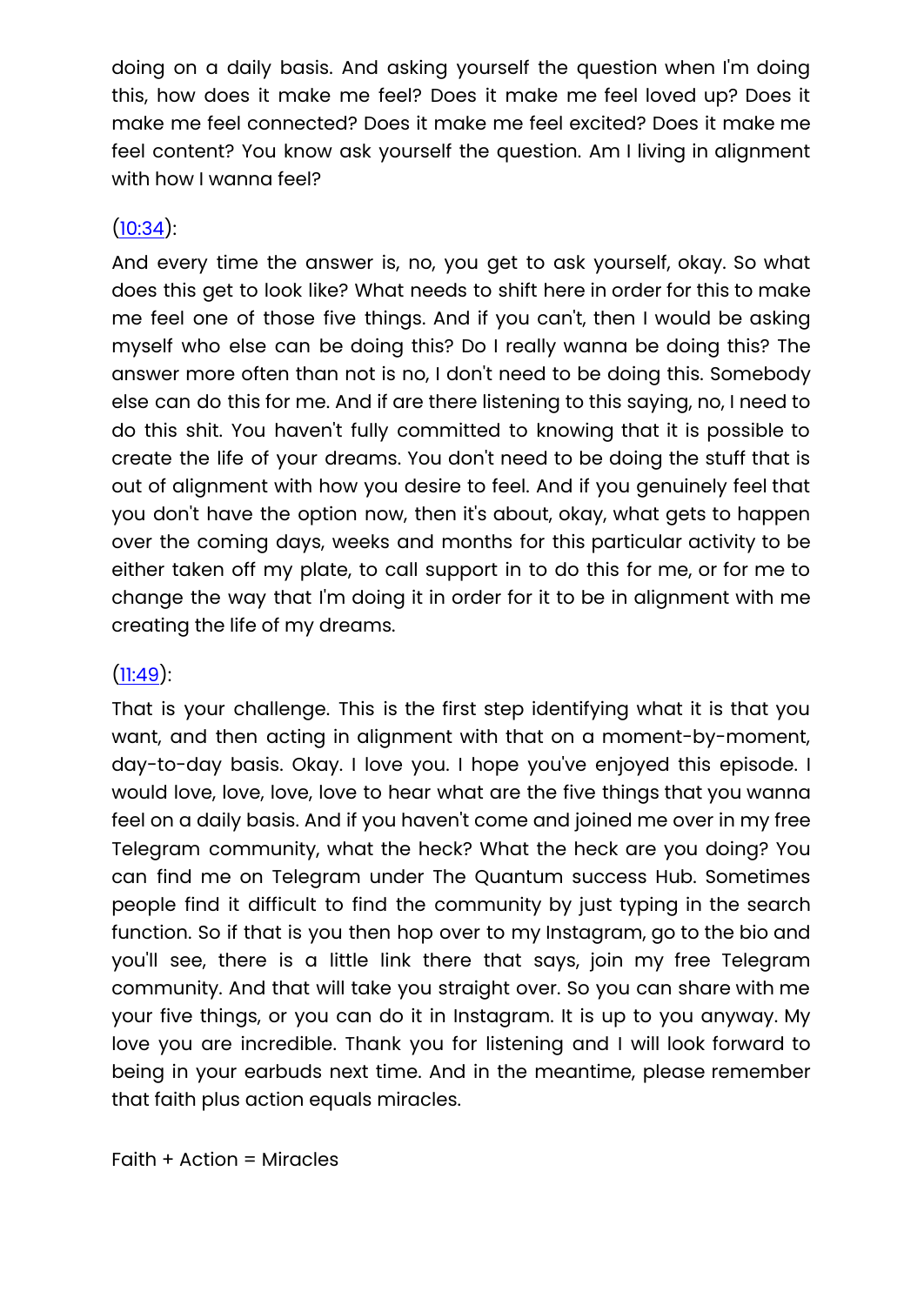doing on a daily basis. And asking yourself the question when I'm doing this, how does it make me feel? Does it make me feel loved up? Does it make me feel connected? Does it make me feel excited? Does it make me feel content? You know ask yourself the question. Am I living in alignment with how I wanna feel?

([10:34](10:34)):

And every time the answer is, no, you get to ask yourself, okay. So what does this get to look like? What needs to shift here in order for this to make me feel one of those five things. And if you can't, then I would be asking myself who else can be doing this? Do I really wanna be doing this? The answer more often than not is no, I don't need to be doing this. Somebody else can do this for me. And if are there listening to this saying, no, I need to do this shit. You haven't fully committed to knowing that it is possible to create the life of your dreams. You don't need to be doing the stuff that is out of alignment with how you desire to feel. And if you genuinely feel that you don't have the option now, then it's about, okay, what gets to happen over the coming days, weeks and months for this particular activity to be either taken off my plate, to call support in to do this for me, or for me to change the way that I'm doing it in order for it to be in alignment with me creating the life of my dreams.

([11:49](11:49)):

That is your challenge. This is the first step identifying what it is that you want, and then acting in alignment with that on a moment-by-moment, day-to-day basis. Okay. I love you. I hope you've enjoyed this episode. I would love, love, love, love to hear what are the five things that you wanna feel on a daily basis. And if you haven't come and joined me over in my free Telegram community, what the heck? What the heck are you doing? You can find me on Telegram under The Quantum success Hub. Sometimes people find it difficult to find the community by just typing in the search function. So if that is you then hop over to my Instagram, go to the bio and you'll see, there is a little link there that says, join my free Telegram community. And that will take you straight over. So you can share with me your five things, or you can do it in Instagram. It is up to you anyway. My love you are incredible. Thank you for listening and I will look forward to being in your earbuds next time. And in the meantime, please remember that faith plus action equals miracles.

Faith + Action = Miracles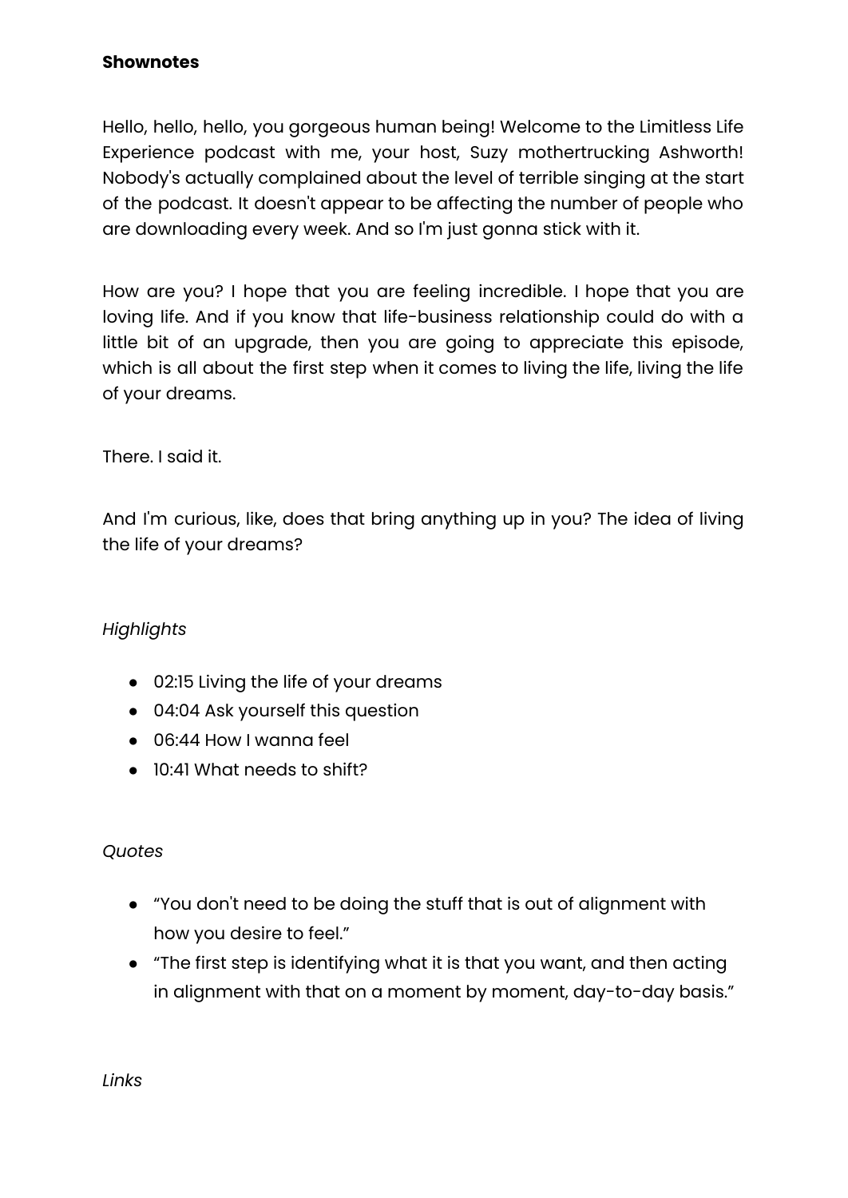**Shownotes**

Hello, hello, hello, you gorgeous human being! Welcome to the Limitless Life Experience podcast with me, your host, Suzy mothertrucking Ashworth! Nobody's actually complained about the level of terrible singing at the start of the podcast. It doesn't appear to be affecting the number of people who are downloading every week. And so I'm just gonna stick with it.

How are you? I hope that you are feeling incredible. I hope that you are loving life. And if you know that life-business relationship could do with a little bit of an upgrade, then you are going to appreciate this episode, which is all about the first step when it comes to living the life, living the life of your dreams.

There. I said it.

And I'm curious, like, does that bring anything up in you? The idea of living the life of your dreams?

*Highlights*

- 02:15 Living the life of your dreams
- 04:04 Ask yourself this question
- 06:44 How I wanna feel
- 10:41 What needs to shift?

*Quotes*

- "You don't need to be doing the stuff that is out of alignment with how you desire to feel."
- "The first step is identifying what it is that you want, and then acting in alignment with that on a moment by moment, day-to-day basis."

*Links*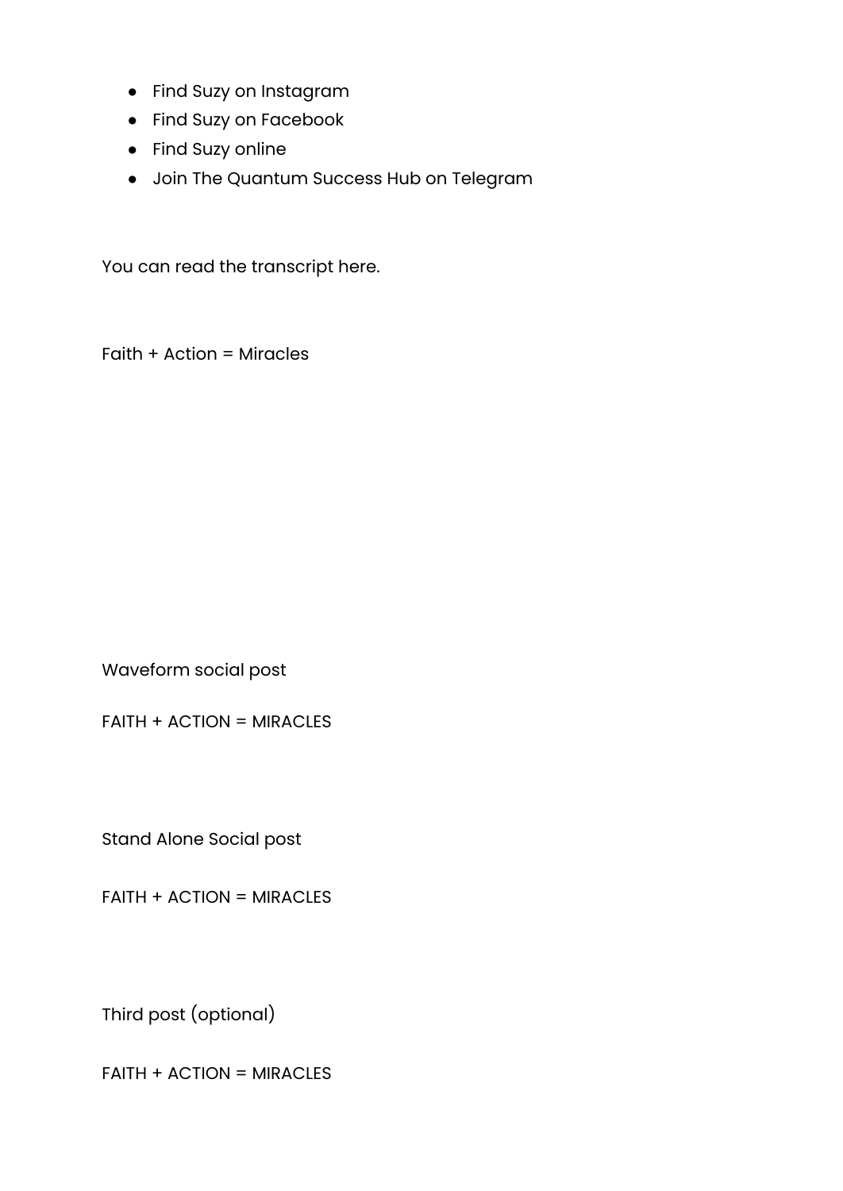- Find Suzy on Instagram
- Find Suzy on Facebook
- Find Suzy online
- Join The Quantum Success Hub on Telegram

You can read the transcript here.

Faith + Action = Miracles

Waveform social post

FAITH + ACTION = MIRACLES

Stand Alone Social post

FAITH + ACTION = MIRACLES

Third post (optional)

FAITH + ACTION = MIRACLES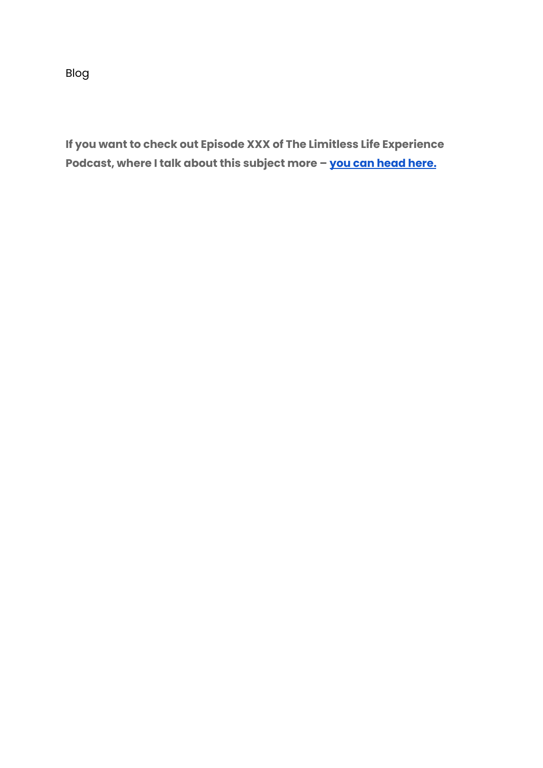Blog

**If you want to check out Episode XXX of The Limitless Life Experience Podcast, where I talk about this subject more – [you can head here.]()**